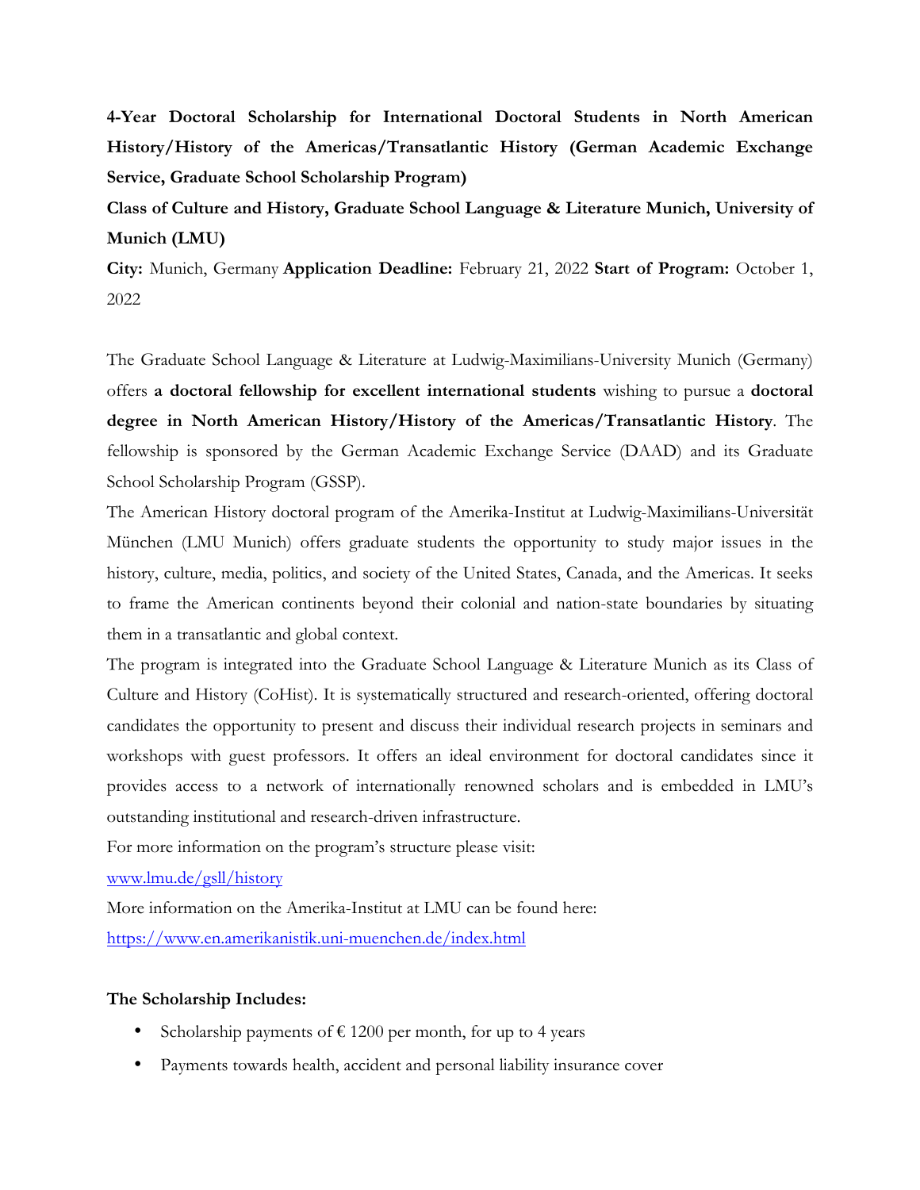**4-Year Doctoral Scholarship for International Doctoral Students in North American History/History of the Americas/Transatlantic History (German Academic Exchange Service, Graduate School Scholarship Program)**

**Class of Culture and History, Graduate School Language & Literature Munich, University of Munich (LMU)**

**City:** Munich, Germany **Application Deadline:** February 21, 2022 **Start of Program:** October 1, 2022

The Graduate School Language & Literature at Ludwig-Maximilians-University Munich (Germany) offers **a doctoral fellowship for excellent international students** wishing to pursue a **doctoral degree in North American History/History of the Americas/Transatlantic History**. The fellowship is sponsored by the German Academic Exchange Service (DAAD) and its Graduate School Scholarship Program (GSSP).

The American History doctoral program of the Amerika-Institut at Ludwig-Maximilians-Universität München (LMU Munich) offers graduate students the opportunity to study major issues in the history, culture, media, politics, and society of the United States, Canada, and the Americas. It seeks to frame the American continents beyond their colonial and nation-state boundaries by situating them in a transatlantic and global context.

The program is integrated into the Graduate School Language & Literature Munich as its Class of Culture and History (CoHist). It is systematically structured and research-oriented, offering doctoral candidates the opportunity to present and discuss their individual research projects in seminars and workshops with guest professors. It offers an ideal environment for doctoral candidates since it provides access to a network of internationally renowned scholars and is embedded in LMU's outstanding institutional and research-driven infrastructure.

For more information on the program's structure please visit:

[www.lmu.de/gsll/history](www.lmu.de/gsll/history)

More information on the Amerika-Institut at LMU can be found here:

[https://www.en.amerikanistik.uni-muenchen.de/index.html](https://www.en.amerikanistik.uni-muenchen.de/index.html)

**The Scholarship Includes:**

- Scholarship payments of € 1200 per month, for up to 4 years
- Payments towards health, accident and personal liability insurance cover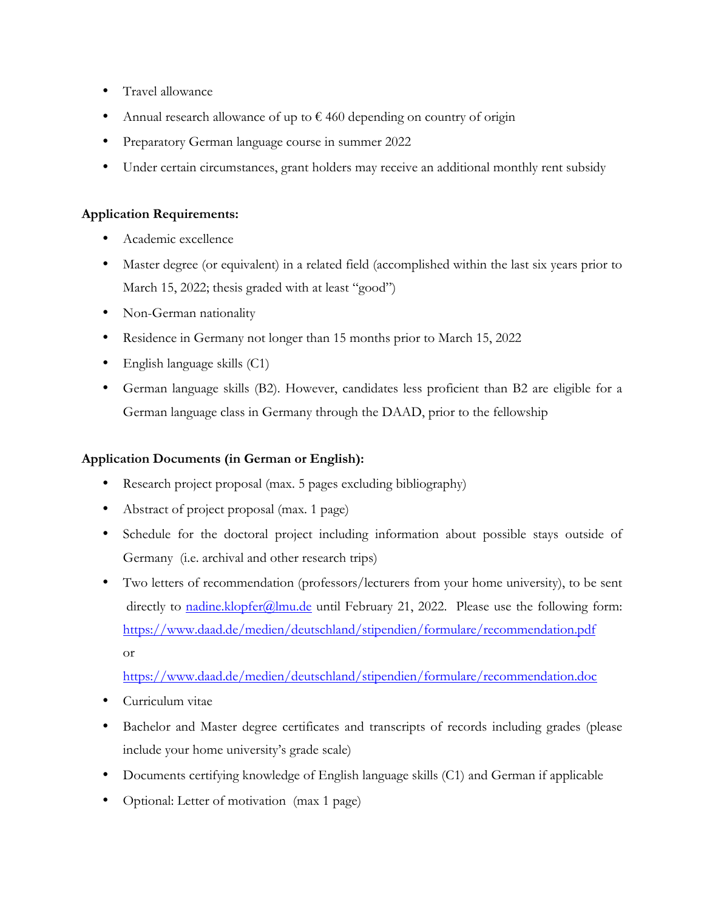- Travel allowance
- Annual research allowance of up to € 460 depending on country of origin
- Preparatory German language course in summer 2022
- Under certain circumstances, grant holders may receive an additional monthly rent subsidy

**Application Requirements:**

- Academic excellence
- Master degree (or equivalent) in a related field (accomplished within the last six years prior to March 15, 2022; thesis graded with at least "good")
- Non-German nationality
- Residence in Germany not longer than 15 months prior to March 15, 2022
- English language skills (C1)
- German language skills (B2). However, candidates less proficient than B2 are eligible for a German language class in Germany through the DAAD, prior to the fellowship

**Application Documents (in German or English):**

- Research project proposal (max. 5 pages excluding bibliography)
- Abstract of project proposal (max. 1 page)
- Schedule for the doctoral project including information about possible stays outside of Germany (i.e. archival and other research trips)
- Two letters of recommendation (professors/lecturers from your home university), to be sent directly to [nadine.klopfer@lmu.de](mailto:nadine.klopfer@lmu.de) until February 21, 2022. Please use the following form: [https://www.daad.de/medien/deutschland/stipendien/formulare/recommendation.pdf](https://www.daad.de/medien/deutschland/stipendien/formulare/recommendation.pdf) or [https://www.daad.de/medien/deutschland/stipendien/formulare/recommendation.doc](https://www.daad.de/medien/deutschland/stipendien/formulare/recommendation.doc)
- Curriculum vitae
- Bachelor and Master degree certificates and transcripts of records including grades (please include your home university's grade scale)
- Documents certifying knowledge of English language skills (C1) and German if applicable
- Optional: Letter of motivation (max 1 page)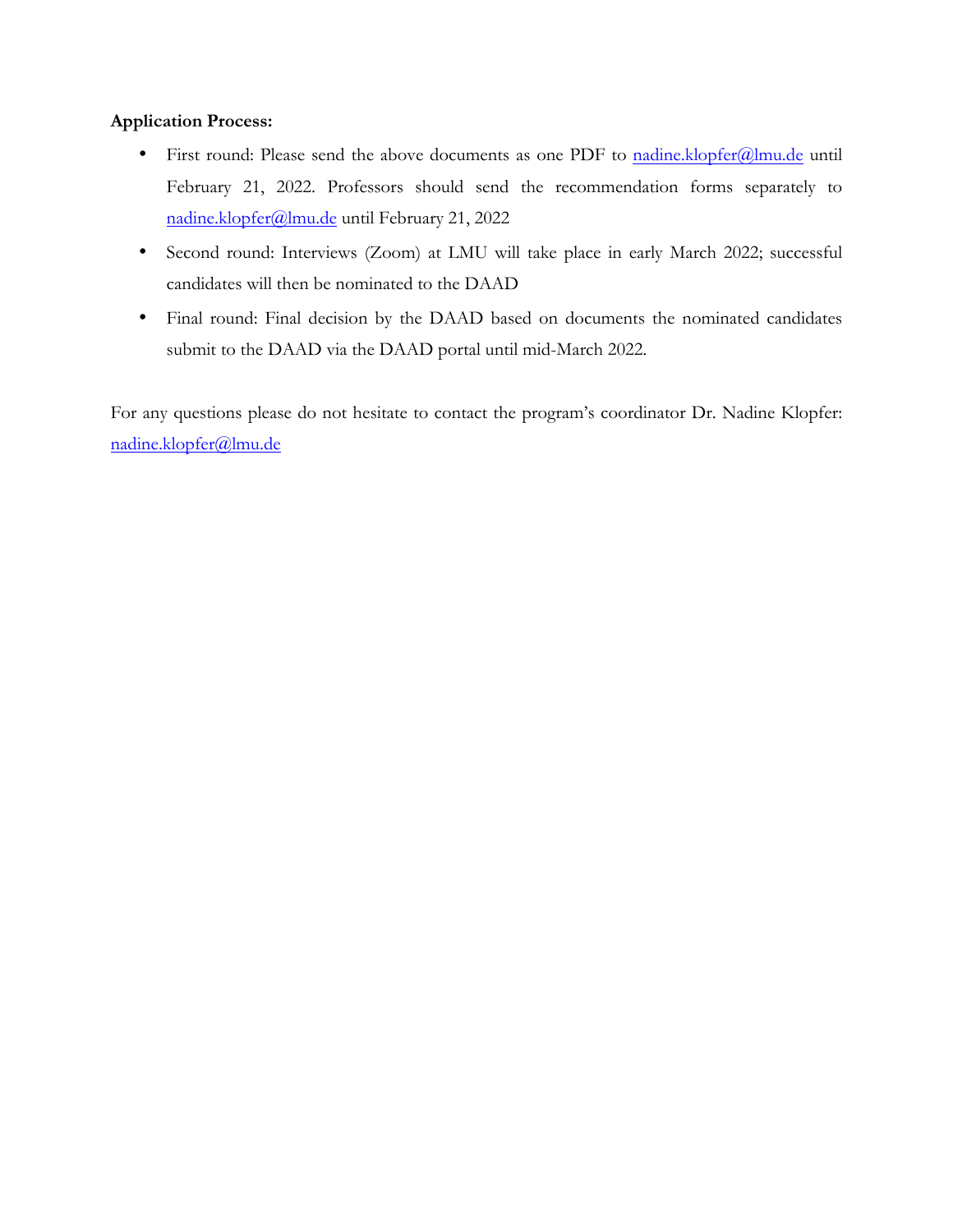**Application Process:**

- First round: Please send the above documents as one PDF to nadine.klopfer@lmu.de until February 21, 2022. Professors should send the recommendation forms separately to nadine.klopfer@lmu.de until February 21, 2022
- Second round: Interviews (Zoom) at LMU will take place in early March 2022; successful candidates will then be nominated to the DAAD
- Final round: Final decision by the DAAD based on documents the nominated candidates submit to the DAAD via the DAAD portal until mid-March 2022.

For any questions please do not hesitate to contact the program's coordinator Dr. Nadine Klopfer: nadine.klopfer@lmu.de